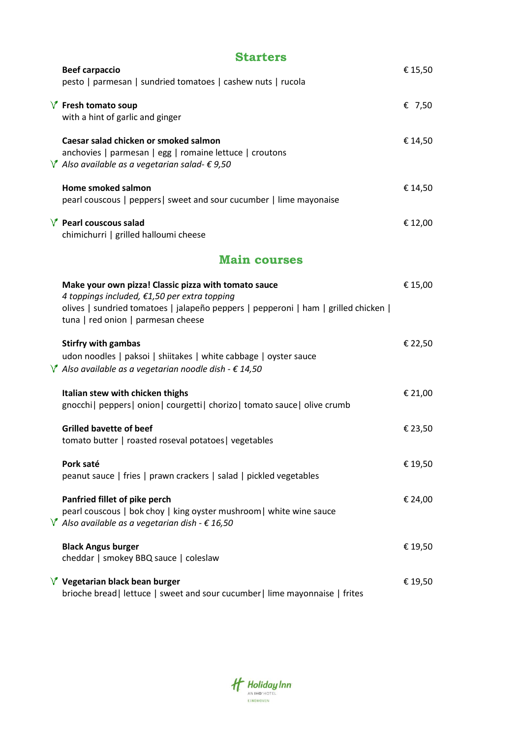## Starters

**Beef carpaccio** € 15,50
pesto | parmesan | sundried tomatoes | cashew nuts | rucola

V **Fresh tomato soup** € 7,50
with a hint of garlic and ginger

**Caesar salad chicken or smoked salmon** € 14,50
anchovies | parmesan | egg | romaine lettuce | croutons
V *Also available as a vegetarian salad- € 9,50*

**Home smoked salmon** € 14,50
pearl couscous | peppers| sweet and sour cucumber | lime mayonaise

V **Pearl couscous salad** € 12,00
chimichurri | grilled halloumi cheese

## Main courses

**Make your own pizza! Classic pizza with tomato sauce** € 15,00
*4 toppings included, €1,50 per extra topping*
olives | sundried tomatoes | jalapeño peppers | pepperoni | ham | grilled chicken | tuna | red onion | parmesan cheese

**Stirfry with gambas** € 22,50
udon noodles | paksoi | shiitakes | white cabbage | oyster sauce
V *Also available as a vegetarian noodle dish - € 14,50*

**Italian stew with chicken thighs** € 21,00
gnocchi| peppers| onion| courgetti| chorizo| tomato sauce| olive crumb

**Grilled bavette of beef** € 23,50
tomato butter | roasted roseval potatoes| vegetables

**Pork saté** € 19,50
peanut sauce | fries | prawn crackers | salad | pickled vegetables

**Panfried fillet of pike perch** € 24,00
pearl couscous | bok choy | king oyster mushroom| white wine sauce
V *Also available as a vegetarian dish - € 16,50*

**Black Angus burger** € 19,50
cheddar | smokey BBQ sauce | coleslaw

V **Vegetarian black bean burger** € 19,50
brioche bread| lettuce | sweet and sour cucumber| lime mayonnaise | frites

Holiday Inn
AN IHG HOTEL
EINDHOVEN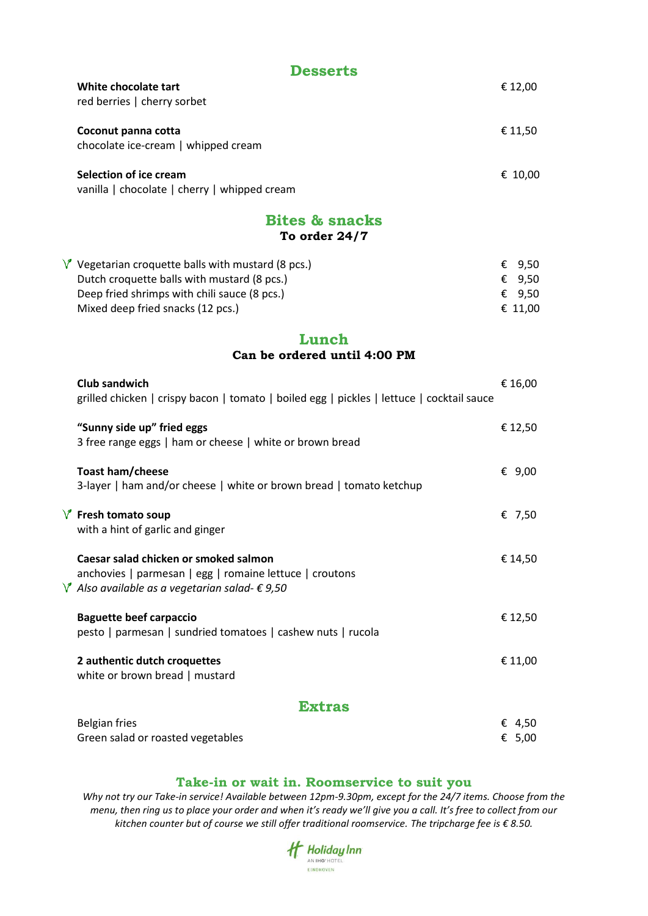## Desserts

**White chocolate tart** € 12,00
red berries | cherry sorbet

**Coconut panna cotta** € 11,50
chocolate ice-cream | whipped cream

**Selection of ice cream** € 10,00
vanilla | chocolate | cherry | whipped cream

## Bites & snacks

**To order 24/7**

| | |
|---|---|
| Vegetarian croquette balls with mustard (8 pcs.) | € 9,50 |
| Dutch croquette balls with mustard (8 pcs.) | € 9,50 |
| Deep fried shrimps with chili sauce (8 pcs.) | € 9,50 |
| Mixed deep fried snacks (12 pcs.) | € 11,00 |

## Lunch

**Can be ordered until 4:00 PM**

**Club sandwich** € 16,00
grilled chicken | crispy bacon | tomato | boiled egg | pickles | lettuce | cocktail sauce

**"Sunny side up" fried eggs** € 12,50
3 free range eggs | ham or cheese | white or brown bread

**Toast ham/cheese** € 9,00
3-layer | ham and/or cheese | white or brown bread | tomato ketchup

**Fresh tomato soup** € 7,50
with a hint of garlic and ginger

**Caesar salad chicken or smoked salmon** € 14,50
anchovies | parmesan | egg | romaine lettuce | croutons
*Also available as a vegetarian salad- € 9,50*

**Baguette beef carpaccio** € 12,50
pesto | parmesan | sundried tomatoes | cashew nuts | rucola

**2 authentic dutch croquettes** € 11,00
white or brown bread | mustard

## Extras

| | |
|---|---|
| Belgian fries | € 4,50 |
| Green salad or roasted vegetables | € 5,00 |

### Take-in or wait in. Roomservice to suit you

*Why not try our Take-in service! Available between 12pm-9.30pm, except for the 24/7 items. Choose from the menu, then ring us to place your order and when it's ready we'll give you a call. It's free to collect from our kitchen counter but of course we still offer traditional roomservice. The tripcharge fee is € 8.50.*

Holiday Inn
AN IHG HOTEL
EINDHOVEN